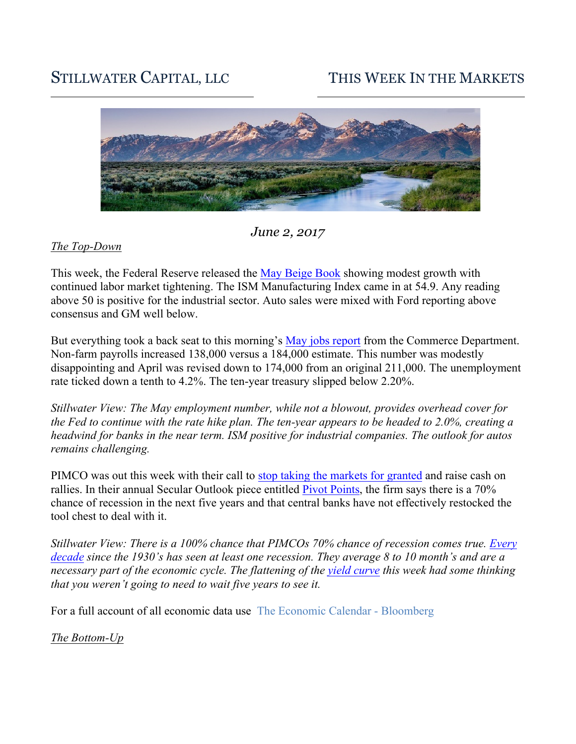# STILLWATER CAPITAL, LLC

# THIS WEEK IN THE MARKETS

*June 2, 2017*

*The Top-Down*

This week, the Federal Reserve released the May Beige Book showing modest growth with continued labor market tightening. The ISM Manufacturing Index came in at 54.9. Any reading above 50 is positive for the industrial sector. Auto sales were mixed with Ford reporting above consensus and GM well below.

But everything took a back seat to this morning's May jobs report from the Commerce Department. Non-farm payrolls increased 138,000 versus a 184,000 estimate. This number was modestly disappointing and April was revised down to 174,000 from an original 211,000. The unemployment rate ticked down a tenth to 4.2%. The ten-year treasury slipped below 2.20%.

*Stillwater View: The May employment number, while not a blowout, provides overhead cover for the Fed to continue with the rate hike plan. The ten-year appears to be headed to 2.0%, creating a headwind for banks in the near term. ISM positive for industrial companies. The outlook for autos remains challenging.*

PIMCO was out this week with their call to stop taking the markets for granted and raise cash on rallies. In their annual Secular Outlook piece entitled Pivot Points, the firm says there is a 70% chance of recession in the next five years and that central banks have not effectively restocked the tool chest to deal with it.

*Stillwater View: There is a 100% chance that PIMCOs 70% chance of recession comes true. Every decade since the 1930's has seen at least one recession. They average 8 to 10 month's and are a necessary part of the economic cycle. The flattening of the yield curve this week had some thinking that you weren't going to need to wait five years to see it.*

For a full account of all economic data use The Economic Calendar - Bloomberg

*The Bottom-Up*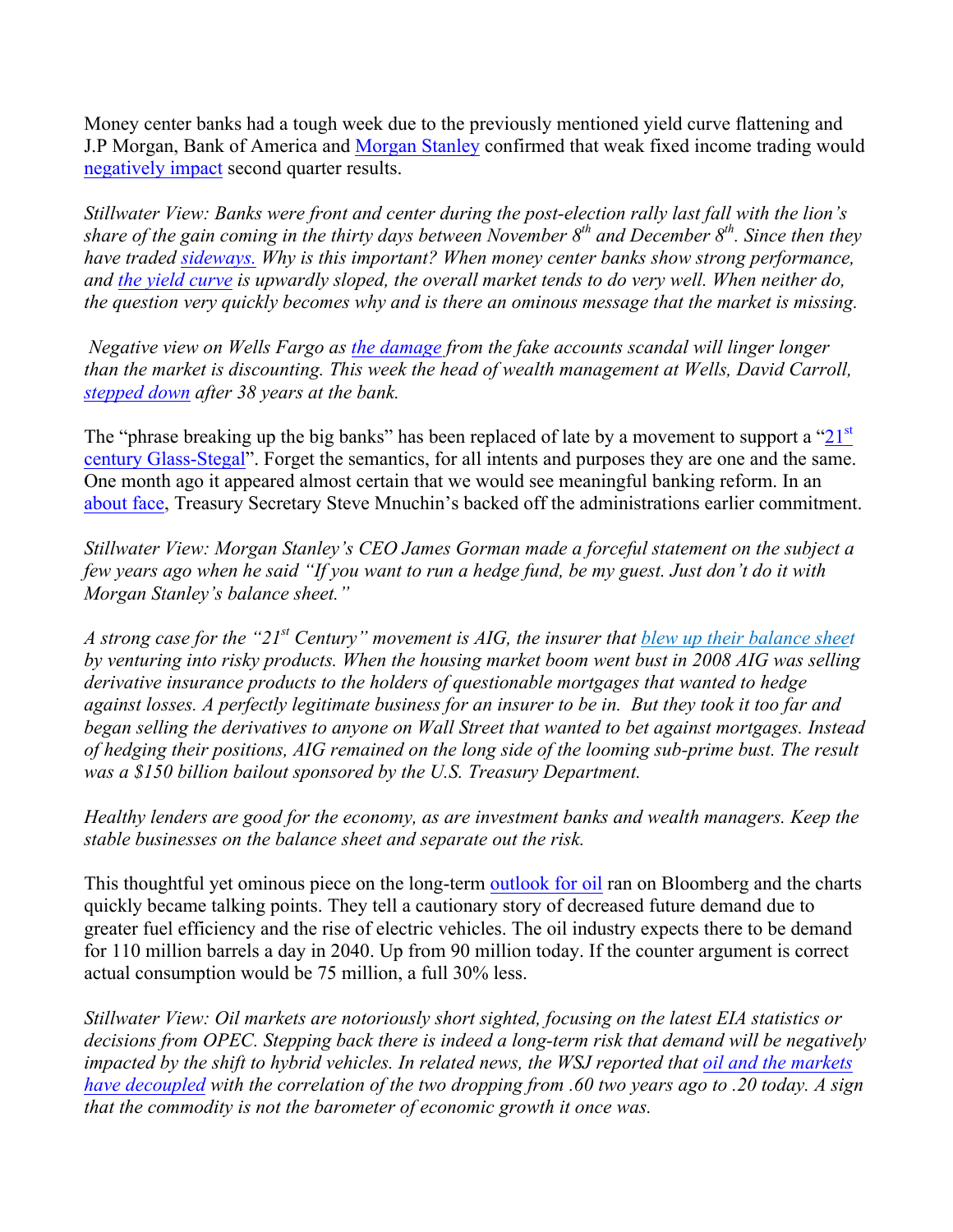Money center banks had a tough week due to the previously mentioned yield curve flattening and J.P Morgan, Bank of America and Morgan Stanley confirmed that weak fixed income trading would negatively impact second quarter results.

*Stillwater View: Banks were front and center during the post-election rally last fall with the lion's share of the gain coming in the thirty days between November 8th and December 8th. Since then they have traded sideways. Why is this important? When money center banks show strong performance, and the yield curve is upwardly sloped, the overall market tends to do very well. When neither do, the question very quickly becomes why and is there an ominous message that the market is missing.*

*Negative view on Wells Fargo as the damage from the fake accounts scandal will linger longer than the market is discounting. This week the head of wealth management at Wells, David Carroll, stepped down after 38 years at the bank.*

The "phrase breaking up the big banks" has been replaced of late by a movement to support a "21st century Glass-Stegal". Forget the semantics, for all intents and purposes they are one and the same. One month ago it appeared almost certain that we would see meaningful banking reform. In an about face, Treasury Secretary Steve Mnuchin's backed off the administrations earlier commitment.

*Stillwater View: Morgan Stanley's CEO James Gorman made a forceful statement on the subject a few years ago when he said "If you want to run a hedge fund, be my guest. Just don't do it with Morgan Stanley's balance sheet."*

*A strong case for the "21st Century" movement is AIG, the insurer that blew up their balance sheet by venturing into risky products. When the housing market boom went bust in 2008 AIG was selling derivative insurance products to the holders of questionable mortgages that wanted to hedge against losses. A perfectly legitimate business for an insurer to be in. But they took it too far and began selling the derivatives to anyone on Wall Street that wanted to bet against mortgages. Instead of hedging their positions, AIG remained on the long side of the looming sub-prime bust. The result was a $150 billion bailout sponsored by the U.S. Treasury Department.*

*Healthy lenders are good for the economy, as are investment banks and wealth managers. Keep the stable businesses on the balance sheet and separate out the risk.*

This thoughtful yet ominous piece on the long-term outlook for oil ran on Bloomberg and the charts quickly became talking points. They tell a cautionary story of decreased future demand due to greater fuel efficiency and the rise of electric vehicles. The oil industry expects there to be demand for 110 million barrels a day in 2040. Up from 90 million today. If the counter argument is correct actual consumption would be 75 million, a full 30% less.

*Stillwater View: Oil markets are notoriously short sighted, focusing on the latest EIA statistics or decisions from OPEC. Stepping back there is indeed a long-term risk that demand will be negatively impacted by the shift to hybrid vehicles. In related news, the WSJ reported that oil and the markets have decoupled with the correlation of the two dropping from .60 two years ago to .20 today. A sign that the commodity is not the barometer of economic growth it once was.*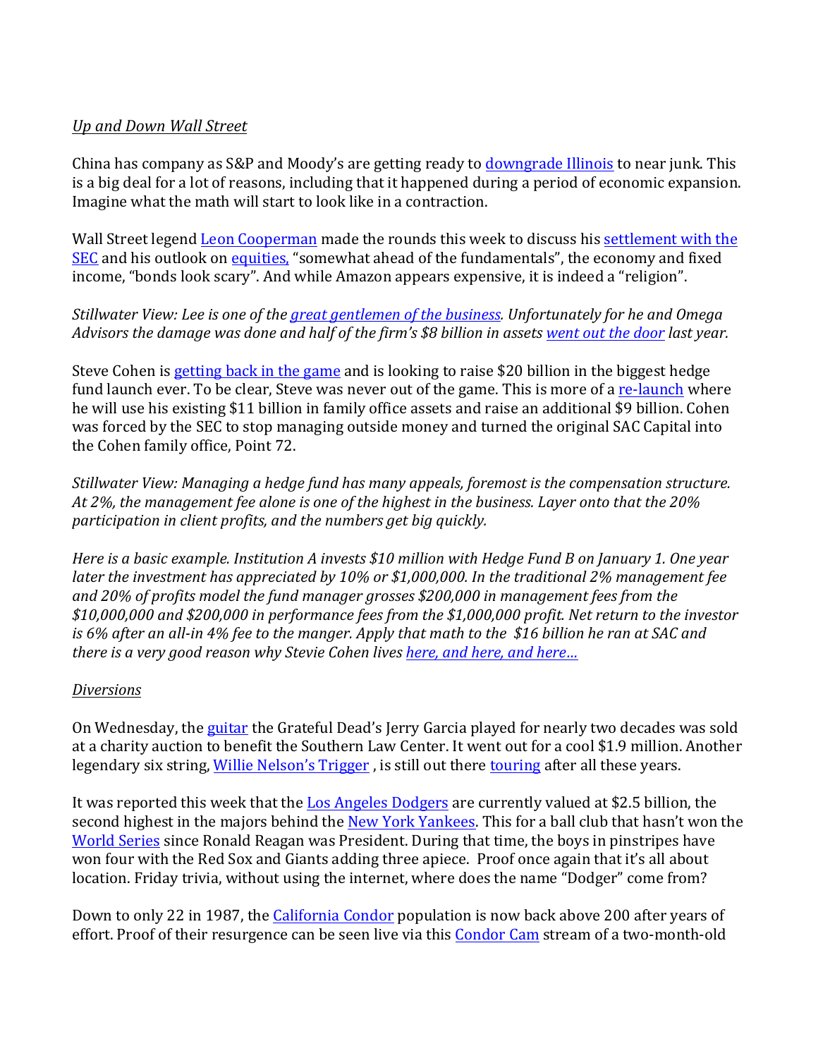*Up and Down Wall Street*

China has company as S&P and Moody's are getting ready to downgrade Illinois to near junk. This is a big deal for a lot of reasons, including that it happened during a period of economic expansion. Imagine what the math will start to look like in a contraction.

Wall Street legend Leon Cooperman made the rounds this week to discuss his settlement with the SEC and his outlook on equities, "somewhat ahead of the fundamentals", the economy and fixed income, "bonds look scary". And while Amazon appears expensive, it is indeed a "religion".

*Stillwater View: Lee is one of the great gentlemen of the business. Unfortunately for he and Omega Advisors the damage was done and half of the firm's $8 billion in assets went out the door last year.*

Steve Cohen is getting back in the game and is looking to raise $20 billion in the biggest hedge fund launch ever. To be clear, Steve was never out of the game. This is more of a re-launch where he will use his existing $11 billion in family office assets and raise an additional $9 billion. Cohen was forced by the SEC to stop managing outside money and turned the original SAC Capital into the Cohen family office, Point 72.

*Stillwater View: Managing a hedge fund has many appeals, foremost is the compensation structure. At 2%, the management fee alone is one of the highest in the business. Layer onto that the 20% participation in client profits, and the numbers get big quickly.*

*Here is a basic example. Institution A invests $10 million with Hedge Fund B on January 1. One year later the investment has appreciated by 10% or $1,000,000. In the traditional 2% management fee and 20% of profits model the fund manager grosses $200,000 in management fees from the $10,000,000 and $200,000 in performance fees from the $1,000,000 profit. Net return to the investor is 6% after an all-in 4% fee to the manger. Apply that math to the $16 billion he ran at SAC and there is a very good reason why Stevie Cohen lives here, and here, and here…*

*Diversions*

On Wednesday, the guitar the Grateful Dead's Jerry Garcia played for nearly two decades was sold at a charity auction to benefit the Southern Law Center. It went out for a cool $1.9 million. Another legendary six string, Willie Nelson's Trigger , is still out there touring after all these years.

It was reported this week that the Los Angeles Dodgers are currently valued at $2.5 billion, the second highest in the majors behind the New York Yankees. This for a ball club that hasn't won the World Series since Ronald Reagan was President. During that time, the boys in pinstripes have won four with the Red Sox and Giants adding three apiece. Proof once again that it's all about location. Friday trivia, without using the internet, where does the name "Dodger" come from?

Down to only 22 in 1987, the California Condor population is now back above 200 after years of effort. Proof of their resurgence can be seen live via this Condor Cam stream of a two-month-old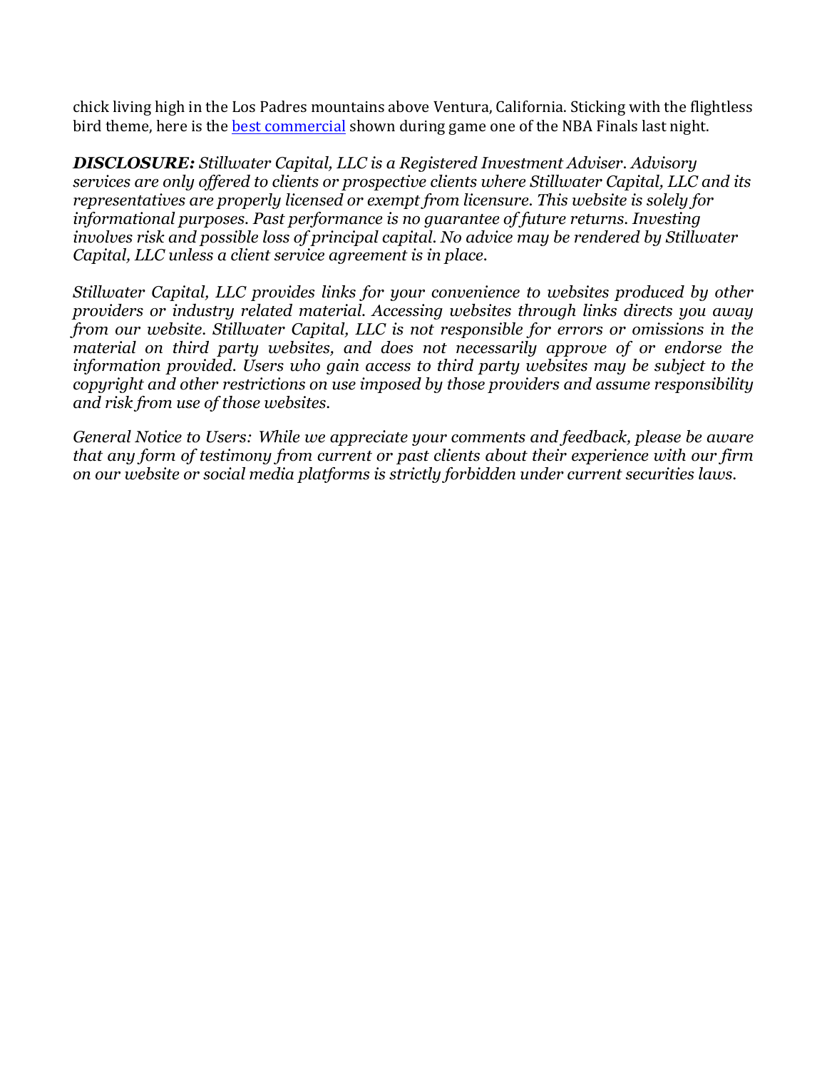chick living high in the Los Padres mountains above Ventura, California. Sticking with the flightless bird theme, here is the best commercial shown during game one of the NBA Finals last night.

***DISCLOSURE:*** *Stillwater Capital, LLC is a Registered Investment Adviser. Advisory services are only offered to clients or prospective clients where Stillwater Capital, LLC and its representatives are properly licensed or exempt from licensure. This website is solely for informational purposes. Past performance is no guarantee of future returns. Investing involves risk and possible loss of principal capital. No advice may be rendered by Stillwater Capital, LLC unless a client service agreement is in place.*

*Stillwater Capital, LLC provides links for your convenience to websites produced by other providers or industry related material. Accessing websites through links directs you away from our website. Stillwater Capital, LLC is not responsible for errors or omissions in the material on third party websites, and does not necessarily approve of or endorse the information provided. Users who gain access to third party websites may be subject to the copyright and other restrictions on use imposed by those providers and assume responsibility and risk from use of those websites.*

*General Notice to Users: While we appreciate your comments and feedback, please be aware that any form of testimony from current or past clients about their experience with our firm on our website or social media platforms is strictly forbidden under current securities laws.*